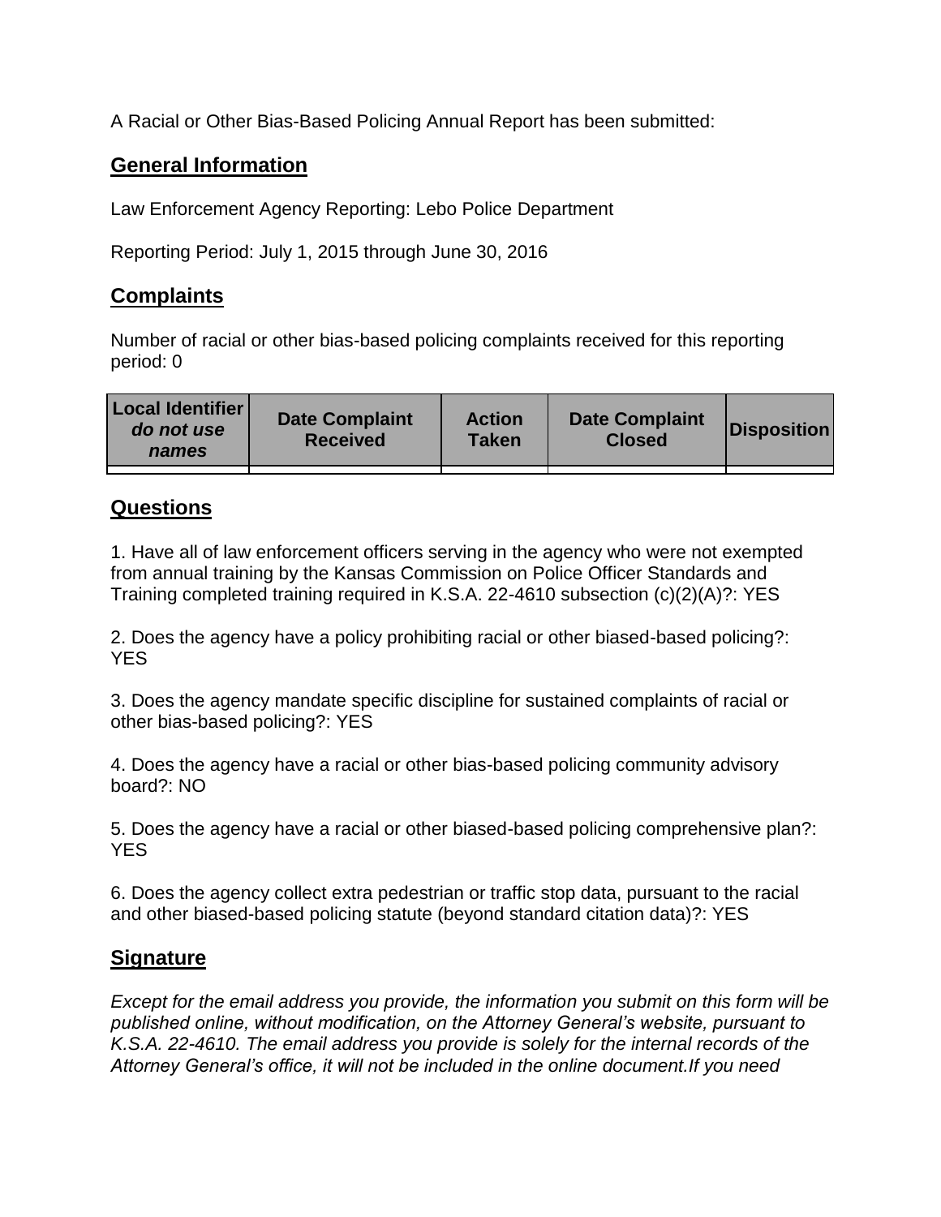A Racial or Other Bias-Based Policing Annual Report has been submitted:

## General Information

Law Enforcement Agency Reporting: Lebo Police Department

Reporting Period: July 1, 2015 through June 30, 2016

## Complaints

Number of racial or other bias-based policing complaints received for this reporting period: 0

| **Local Identifier** ***do not use names*** | **Date Complaint Received** | **Action Taken** | **Date Complaint Closed** | **Disposition** |
|---|---|---|---|---|
| | | | | |

## Questions

1. Have all of law enforcement officers serving in the agency who were not exempted from annual training by the Kansas Commission on Police Officer Standards and Training completed training required in K.S.A. 22-4610 subsection (c)(2)(A)?: YES

2. Does the agency have a policy prohibiting racial or other biased-based policing?: YES

3. Does the agency mandate specific discipline for sustained complaints of racial or other bias-based policing?: YES

4. Does the agency have a racial or other bias-based policing community advisory board?: NO

5. Does the agency have a racial or other biased-based policing comprehensive plan?: YES

6. Does the agency collect extra pedestrian or traffic stop data, pursuant to the racial and other biased-based policing statute (beyond standard citation data)?: YES

## Signature

*Except for the email address you provide, the information you submit on this form will be published online, without modification, on the Attorney General's website, pursuant to K.S.A. 22-4610. The email address you provide is solely for the internal records of the Attorney General's office, it will not be included in the online document.If you need*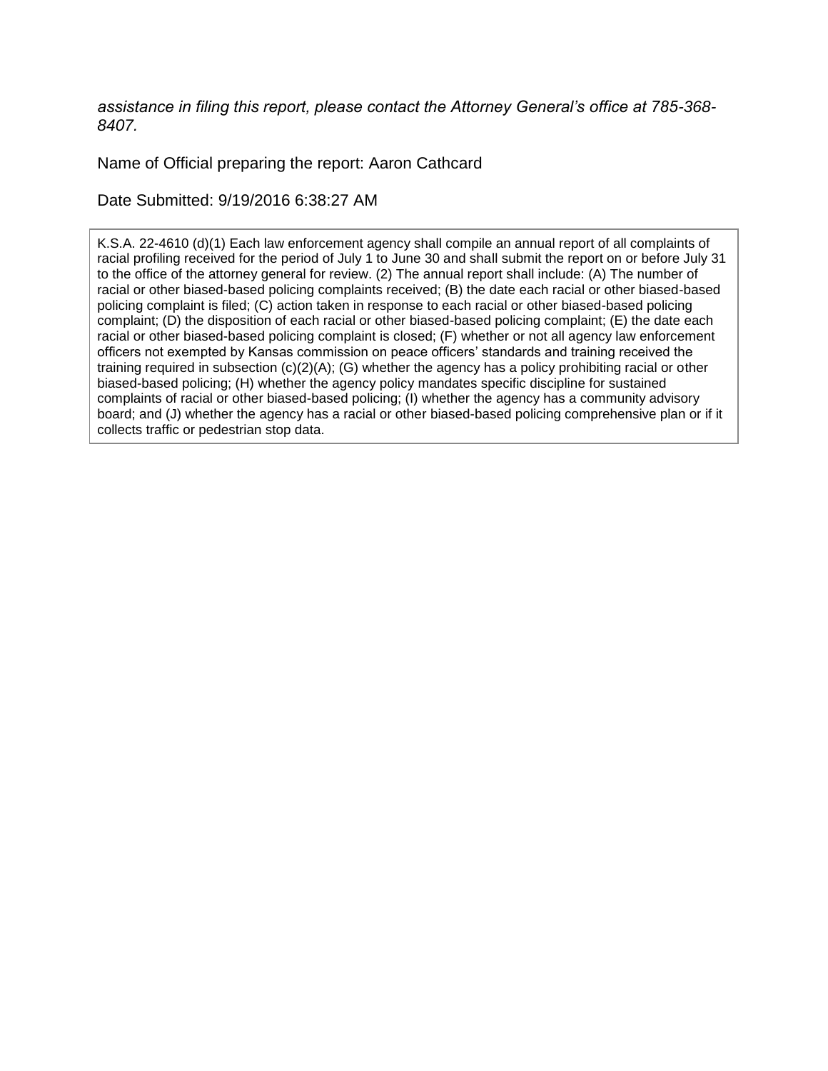*assistance in filing this report, please contact the Attorney General's office at 785-368-8407.*

Name of Official preparing the report: Aaron Cathcard

Date Submitted: 9/19/2016 6:38:27 AM

K.S.A. 22-4610 (d)(1) Each law enforcement agency shall compile an annual report of all complaints of racial profiling received for the period of July 1 to June 30 and shall submit the report on or before July 31 to the office of the attorney general for review. (2) The annual report shall include: (A) The number of racial or other biased-based policing complaints received; (B) the date each racial or other biased-based policing complaint is filed; (C) action taken in response to each racial or other biased-based policing complaint; (D) the disposition of each racial or other biased-based policing complaint; (E) the date each racial or other biased-based policing complaint is closed; (F) whether or not all agency law enforcement officers not exempted by Kansas commission on peace officers' standards and training received the training required in subsection (c)(2)(A); (G) whether the agency has a policy prohibiting racial or other biased-based policing; (H) whether the agency policy mandates specific discipline for sustained complaints of racial or other biased-based policing; (I) whether the agency has a community advisory board; and (J) whether the agency has a racial or other biased-based policing comprehensive plan or if it collects traffic or pedestrian stop data.